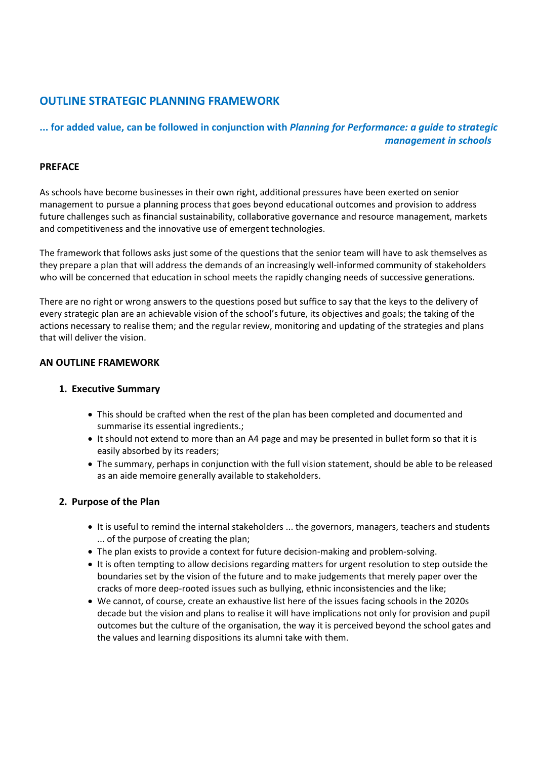# OUTLINE STRATEGIC PLANNING FRAMEWORK

## ... for added value, can be followed in conjunction with *Planning for Performance: a guide to strategic management in schools*

### PREFACE

As schools have become businesses in their own right, additional pressures have been exerted on senior management to pursue a planning process that goes beyond educational outcomes and provision to address future challenges such as financial sustainability, collaborative governance and resource management, markets and competitiveness and the innovative use of emergent technologies.

The framework that follows asks just some of the questions that the senior team will have to ask themselves as they prepare a plan that will address the demands of an increasingly well-informed community of stakeholders who will be concerned that education in school meets the rapidly changing needs of successive generations.

There are no right or wrong answers to the questions posed but suffice to say that the keys to the delivery of every strategic plan are an achievable vision of the school's future, its objectives and goals; the taking of the actions necessary to realise them; and the regular review, monitoring and updating of the strategies and plans that will deliver the vision.

### AN OUTLINE FRAMEWORK

#### 1. Executive Summary

- This should be crafted when the rest of the plan has been completed and documented and summarise its essential ingredients.;
- It should not extend to more than an A4 page and may be presented in bullet form so that it is easily absorbed by its readers;
- The summary, perhaps in conjunction with the full vision statement, should be able to be released as an aide memoire generally available to stakeholders.

#### 2. Purpose of the Plan

- It is useful to remind the internal stakeholders ... the governors, managers, teachers and students ... of the purpose of creating the plan;
- The plan exists to provide a context for future decision-making and problem-solving.
- It is often tempting to allow decisions regarding matters for urgent resolution to step outside the boundaries set by the vision of the future and to make judgements that merely paper over the cracks of more deep-rooted issues such as bullying, ethnic inconsistencies and the like;
- We cannot, of course, create an exhaustive list here of the issues facing schools in the 2020s decade but the vision and plans to realise it will have implications not only for provision and pupil outcomes but the culture of the organisation, the way it is perceived beyond the school gates and the values and learning dispositions its alumni take with them.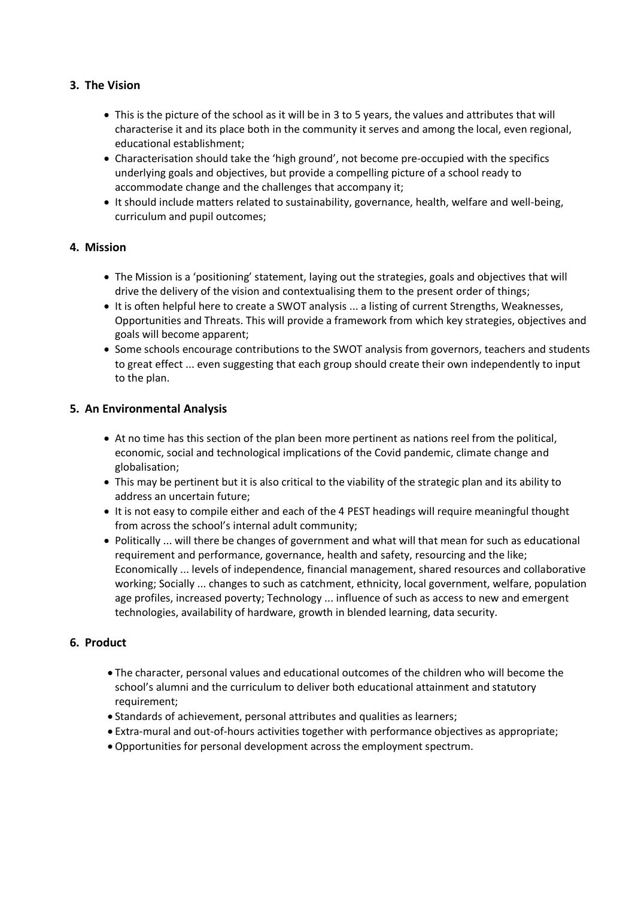## 3. The Vision

- This is the picture of the school as it will be in 3 to 5 years, the values and attributes that will characterise it and its place both in the community it serves and among the local, even regional, educational establishment;
- Characterisation should take the 'high ground', not become pre-occupied with the specifics underlying goals and objectives, but provide a compelling picture of a school ready to accommodate change and the challenges that accompany it;
- It should include matters related to sustainability, governance, health, welfare and well-being, curriculum and pupil outcomes;

## 4. Mission

- The Mission is a 'positioning' statement, laying out the strategies, goals and objectives that will drive the delivery of the vision and contextualising them to the present order of things;
- It is often helpful here to create a SWOT analysis ... a listing of current Strengths, Weaknesses, Opportunities and Threats. This will provide a framework from which key strategies, objectives and goals will become apparent;
- Some schools encourage contributions to the SWOT analysis from governors, teachers and students to great effect ... even suggesting that each group should create their own independently to input to the plan.

## 5. An Environmental Analysis

- At no time has this section of the plan been more pertinent as nations reel from the political, economic, social and technological implications of the Covid pandemic, climate change and globalisation;
- This may be pertinent but it is also critical to the viability of the strategic plan and its ability to address an uncertain future;
- It is not easy to compile either and each of the 4 PEST headings will require meaningful thought from across the school's internal adult community;
- Politically ... will there be changes of government and what will that mean for such as educational requirement and performance, governance, health and safety, resourcing and the like; Economically ... levels of independence, financial management, shared resources and collaborative working; Socially ... changes to such as catchment, ethnicity, local government, welfare, population age profiles, increased poverty; Technology ... influence of such as access to new and emergent technologies, availability of hardware, growth in blended learning, data security.

## 6. Product

- The character, personal values and educational outcomes of the children who will become the school's alumni and the curriculum to deliver both educational attainment and statutory requirement;
- Standards of achievement, personal attributes and qualities as learners;
- Extra-mural and out-of-hours activities together with performance objectives as appropriate;
- Opportunities for personal development across the employment spectrum.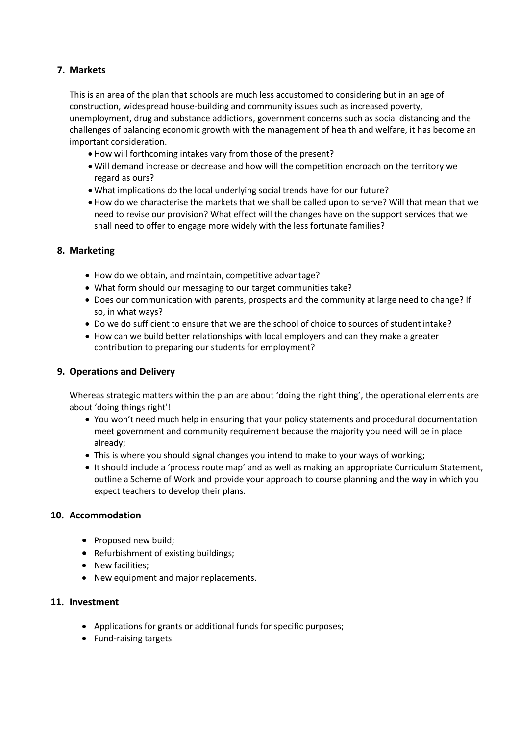## 7. Markets

This is an area of the plan that schools are much less accustomed to considering but in an age of construction, widespread house-building and community issues such as increased poverty, unemployment, drug and substance addictions, government concerns such as social distancing and the challenges of balancing economic growth with the management of health and welfare, it has become an important consideration.

- How will forthcoming intakes vary from those of the present?
- Will demand increase or decrease and how will the competition encroach on the territory we regard as ours?
- What implications do the local underlying social trends have for our future?
- How do we characterise the markets that we shall be called upon to serve? Will that mean that we need to revise our provision? What effect will the changes have on the support services that we shall need to offer to engage more widely with the less fortunate families?

## 8. Marketing

- How do we obtain, and maintain, competitive advantage?
- What form should our messaging to our target communities take?
- Does our communication with parents, prospects and the community at large need to change? If so, in what ways?
- Do we do sufficient to ensure that we are the school of choice to sources of student intake?
- How can we build better relationships with local employers and can they make a greater contribution to preparing our students for employment?

## 9. Operations and Delivery

Whereas strategic matters within the plan are about 'doing the right thing', the operational elements are about 'doing things right'!

- You won't need much help in ensuring that your policy statements and procedural documentation meet government and community requirement because the majority you need will be in place already;
- This is where you should signal changes you intend to make to your ways of working;
- It should include a 'process route map' and as well as making an appropriate Curriculum Statement, outline a Scheme of Work and provide your approach to course planning and the way in which you expect teachers to develop their plans.

## 10. Accommodation

- Proposed new build;
- Refurbishment of existing buildings;
- New facilities;
- New equipment and major replacements.

## 11. Investment

- Applications for grants or additional funds for specific purposes;
- Fund-raising targets.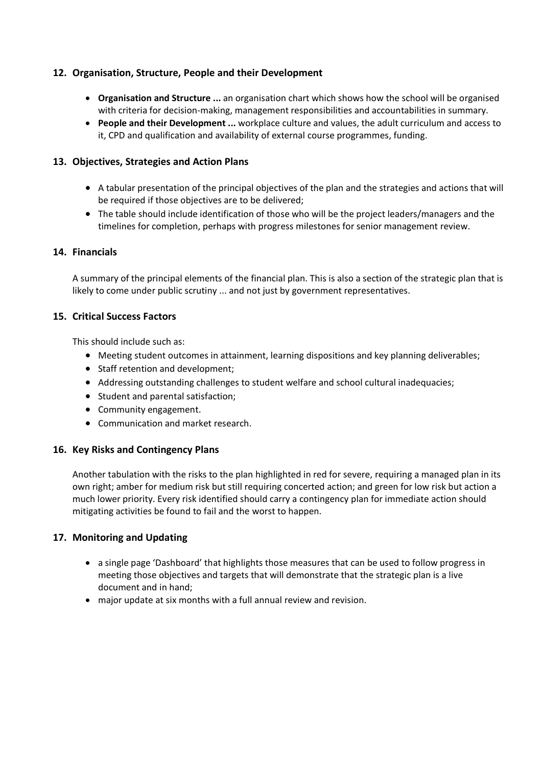## 12. Organisation, Structure, People and their Development

- **Organisation and Structure ...** an organisation chart which shows how the school will be organised with criteria for decision-making, management responsibilities and accountabilities in summary.
- **People and their Development ...** workplace culture and values, the adult curriculum and access to it, CPD and qualification and availability of external course programmes, funding.

## 13. Objectives, Strategies and Action Plans

- A tabular presentation of the principal objectives of the plan and the strategies and actions that will be required if those objectives are to be delivered;
- The table should include identification of those who will be the project leaders/managers and the timelines for completion, perhaps with progress milestones for senior management review.

## 14. Financials

A summary of the principal elements of the financial plan. This is also a section of the strategic plan that is likely to come under public scrutiny ... and not just by government representatives.

## 15. Critical Success Factors

This should include such as:

- Meeting student outcomes in attainment, learning dispositions and key planning deliverables;
- Staff retention and development;
- Addressing outstanding challenges to student welfare and school cultural inadequacies;
- Student and parental satisfaction;
- Community engagement.
- Communication and market research.

## 16. Key Risks and Contingency Plans

Another tabulation with the risks to the plan highlighted in red for severe, requiring a managed plan in its own right; amber for medium risk but still requiring concerted action; and green for low risk but action a much lower priority. Every risk identified should carry a contingency plan for immediate action should mitigating activities be found to fail and the worst to happen.

## 17. Monitoring and Updating

- a single page 'Dashboard' that highlights those measures that can be used to follow progress in meeting those objectives and targets that will demonstrate that the strategic plan is a live document and in hand;
- major update at six months with a full annual review and revision.